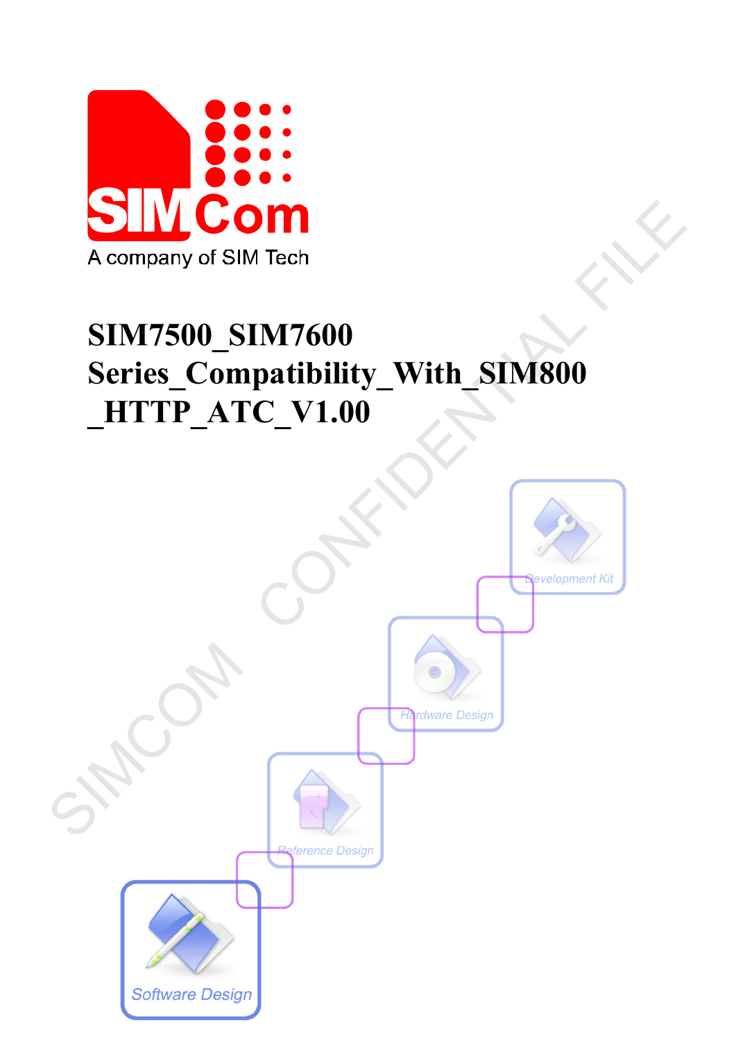A company of SIM Tech

# SIM7500_SIM7600 Series_Compatibility_With_SIM800 _HTTP_ATC_V1.00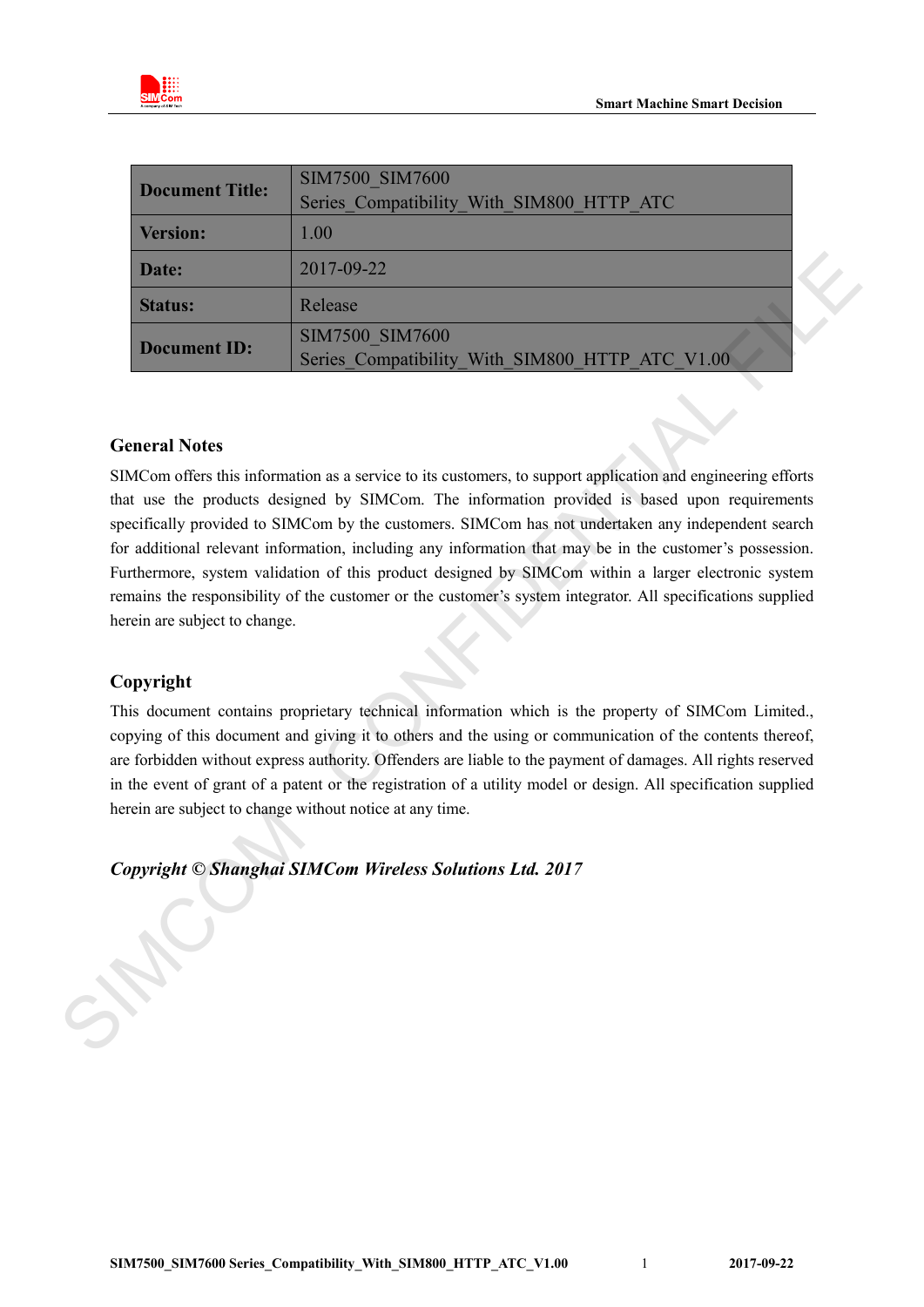| Document Title: | SIM7500_SIM7600 Series_Compatibility_With_SIM800_HTTP_ATC |
|---|---|
| Version: | 1.00 |
| Date: | 2017-09-22 |
| Status: | Release |
| Document ID: | SIM7500_SIM7600 Series_Compatibility_With_SIM800_HTTP_ATC_V1.00 |

## General Notes

SIMCom offers this information as a service to its customers, to support application and engineering efforts that use the products designed by SIMCom. The information provided is based upon requirements specifically provided to SIMCom by the customers. SIMCom has not undertaken any independent search for additional relevant information, including any information that may be in the customer's possession. Furthermore, system validation of this product designed by SIMCom within a larger electronic system remains the responsibility of the customer or the customer's system integrator. All specifications supplied herein are subject to change.

## Copyright

This document contains proprietary technical information which is the property of SIMCom Limited., copying of this document and giving it to others and the using or communication of the contents thereof, are forbidden without express authority. Offenders are liable to the payment of damages. All rights reserved in the event of grant of a patent or the registration of a utility model or design. All specification supplied herein are subject to change without notice at any time.

***Copyright © Shanghai SIMCom Wireless Solutions Ltd. 2017***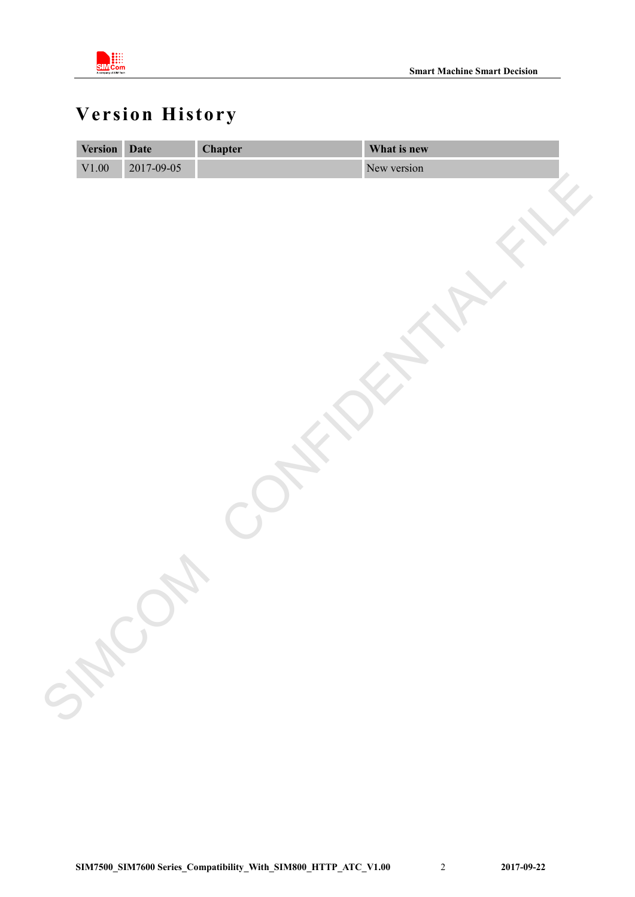# Version History

| Version | Date | Chapter | What is new |
|---|---|---|---|
| V1.00 | 2017-09-05 | | New version |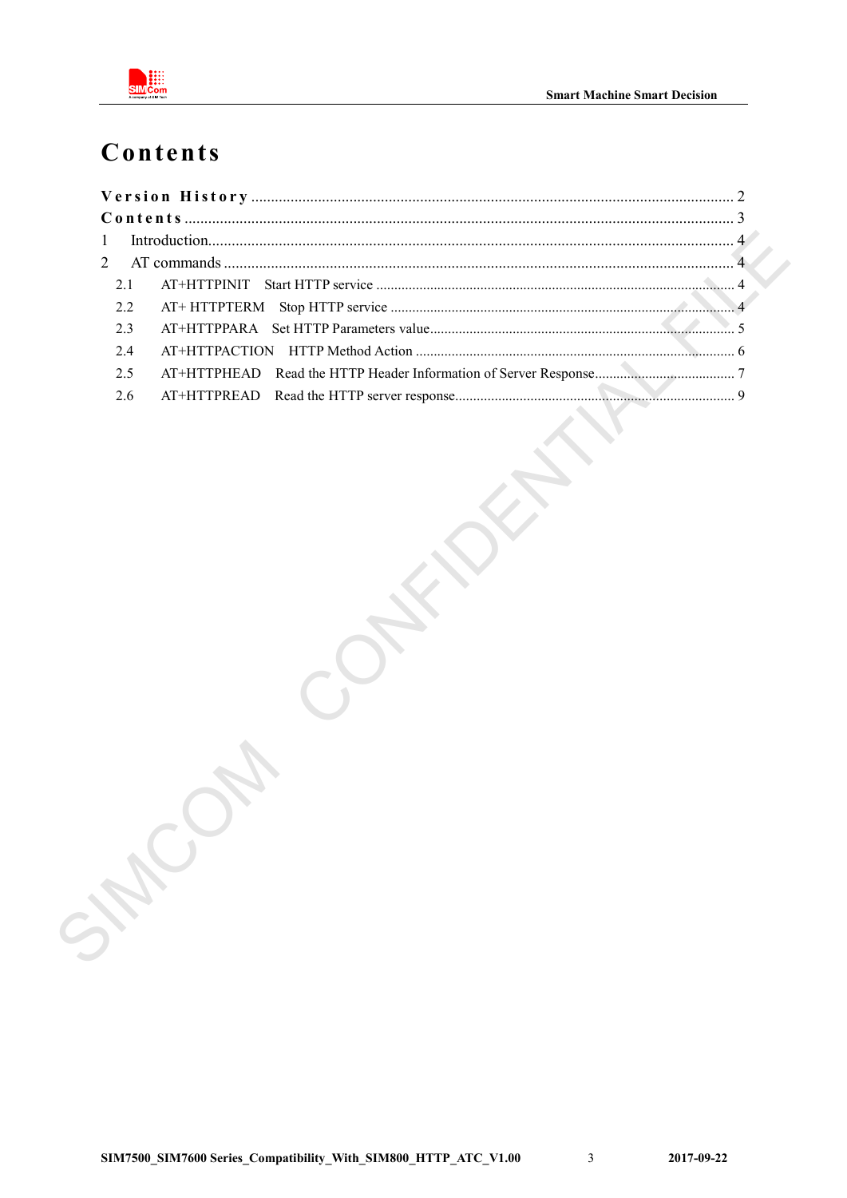# Contents

Version History ........................................................................................................ 2

Contents ..................................................................................................................... 3

1 Introduction ........................................................................................................... 4

2 AT commands ........................................................................................................ 4

- 2.1 AT+HTTPINIT Start HTTP service ................................................................. 4
- 2.2 AT+ HTTPTERM Stop HTTP service ............................................................ 4
- 2.3 AT+HTTPPARA Set HTTP Parameters value .................................................. 5
- 2.4 AT+HTTPACTION HTTP Method Action ....................................................... 6
- 2.5 AT+HTTPHEAD Read the HTTP Header Information of Server Response ........ 7
- 2.6 AT+HTTPREAD Read the HTTP server response ............................................ 9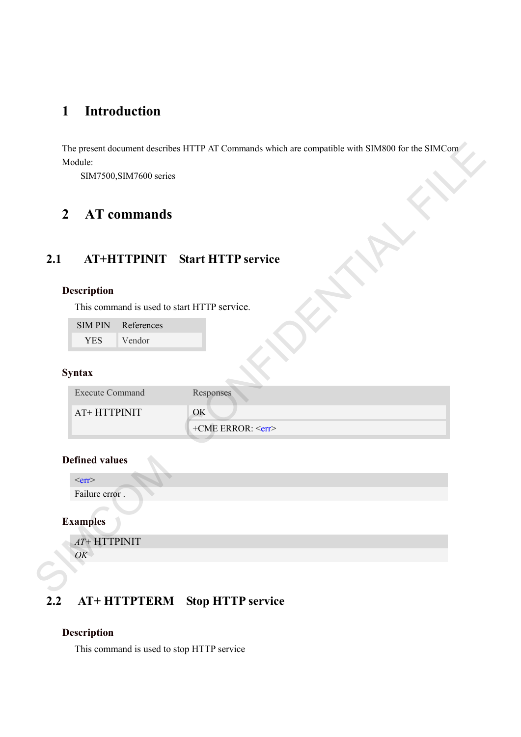# 1 Introduction

The present document describes HTTP AT Commands which are compatible with SIM800 for the SIMCom Module:

SIM7500,SIM7600 series

# 2 AT commands

## 2.1 AT+HTTPINIT Start HTTP service

### Description

This command is used to start HTTP service.

| SIM PIN | References |
| --- | --- |
| YES | Vendor |

### Syntax

| Execute Command | Responses |
| --- | --- |
| AT+ HTTPINIT | OK |
| | +CME ERROR: <err> |

### Defined values

| <err> |
| --- |
| Failure error . |

### Examples

| *AT+* HTTPINIT |
| --- |
| *OK* |

## 2.2 AT+ HTTPTERM Stop HTTP service

### Description

This command is used to stop HTTP service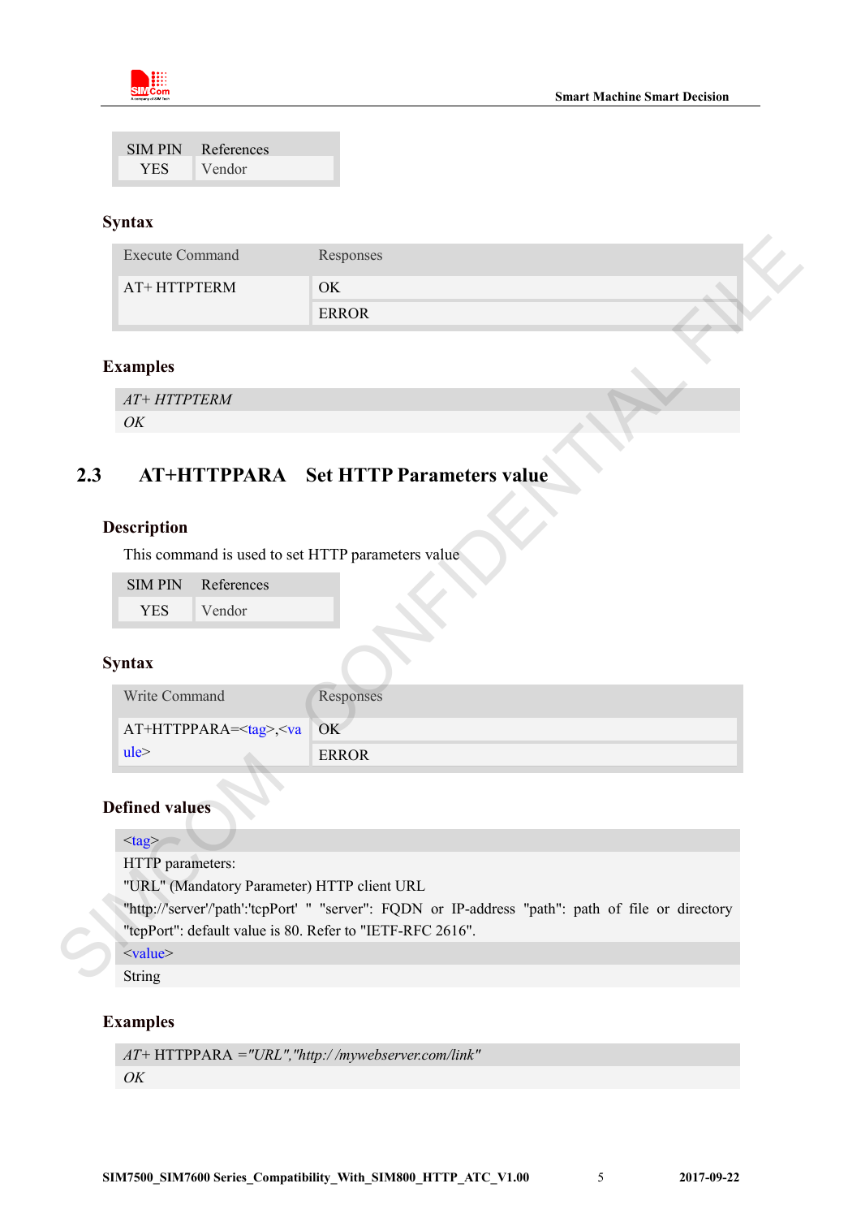| SIM PIN | References |
|---|---|
| YES | Vendor |

### Syntax

| Execute Command | Responses |
|---|---|
| AT+ HTTPTERM | OK |
| | ERROR |

### Examples

| |
|---|
| *AT+ HTTPTERM* |
| *OK* |

## 2.3 AT+HTTPPARA Set HTTP Parameters value

### Description

This command is used to set HTTP parameters value

| SIM PIN | References |
|---|---|
| YES | Vendor |

### Syntax

| Write Command | Responses |
|---|---|
| AT+HTTPPARA=<tag>,<value> | OK |
| | ERROR |

### Defined values

| |
|---|
| <tag> |
| HTTP parameters:<br>"URL" (Mandatory Parameter) HTTP client URL<br>"http://'server'/'path':'tcpPort' " "server": FQDN or IP-address "path": path of file or directory "tcpPort": default value is 80. Refer to "IETF-RFC 2616". |
| <value> |
| String |

### Examples

| |
|---|
| *AT+* HTTPPARA *="URL","http:/ /mywebserver.com/link"* |
| *OK* |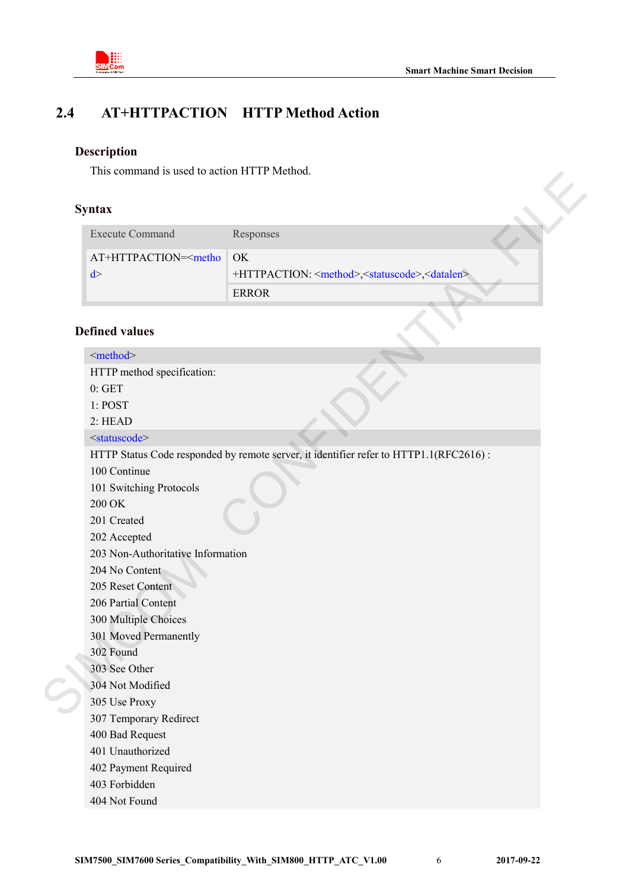## 2.4 AT+HTTPACTION HTTP Method Action

### Description

This command is used to action HTTP Method.

### Syntax

| Execute Command | Responses |
|---|---|
| AT+HTTPACTION=<method> | OK<br>+HTTPACTION: <method>,<statuscode>,<datalen> |
| | ERROR |

### Defined values

| <method> |
|---|
| HTTP method specification:<br>0: GET<br>1: POST<br>2: HEAD |
| <statuscode> |
| HTTP Status Code responded by remote server, it identifier refer to HTTP1.1(RFC2616) :<br>100 Continue<br>101 Switching Protocols<br>200 OK<br>201 Created<br>202 Accepted<br>203 Non-Authoritative Information<br>204 No Content<br>205 Reset Content<br>206 Partial Content<br>300 Multiple Choices<br>301 Moved Permanently<br>302 Found<br>303 See Other<br>304 Not Modified<br>305 Use Proxy<br>307 Temporary Redirect<br>400 Bad Request<br>401 Unauthorized<br>402 Payment Required<br>403 Forbidden<br>404 Not Found |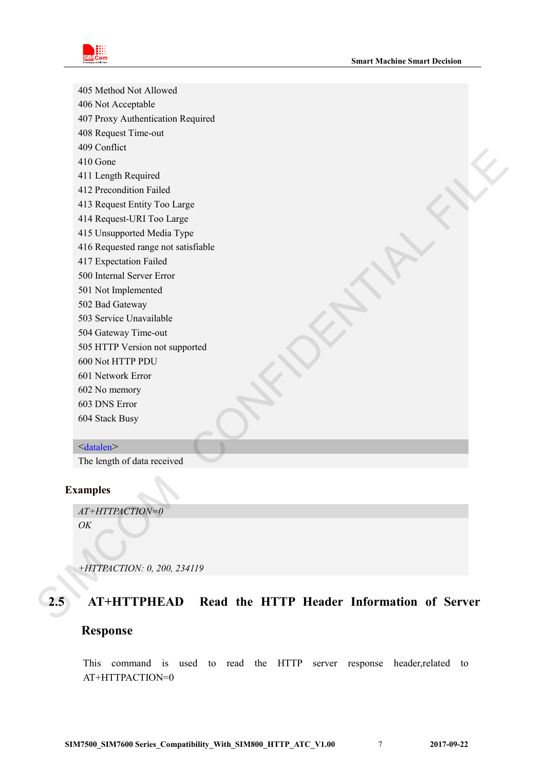405 Method Not Allowed
406 Not Acceptable
407 Proxy Authentication Required
408 Request Time-out
409 Conflict
410 Gone
411 Length Required
412 Precondition Failed
413 Request Entity Too Large
414 Request-URI Too Large
415 Unsupported Media Type
416 Requested range not satisfiable
417 Expectation Failed
500 Internal Server Error
501 Not Implemented
502 Bad Gateway
503 Service Unavailable
504 Gateway Time-out
505 HTTP Version not supported
600 Not HTTP PDU
601 Network Error
602 No memory
603 DNS Error
604 Stack Busy

<datalen>
The length of data received

**Examples**

*AT+HTTPACTION=0*
*OK*

*+HTTPACTION: 0, 200, 234119*

## 2.5 AT+HTTPHEAD Read the HTTP Header Information of Server Response

This command is used to read the HTTP server response header,related to AT+HTTPACTION=0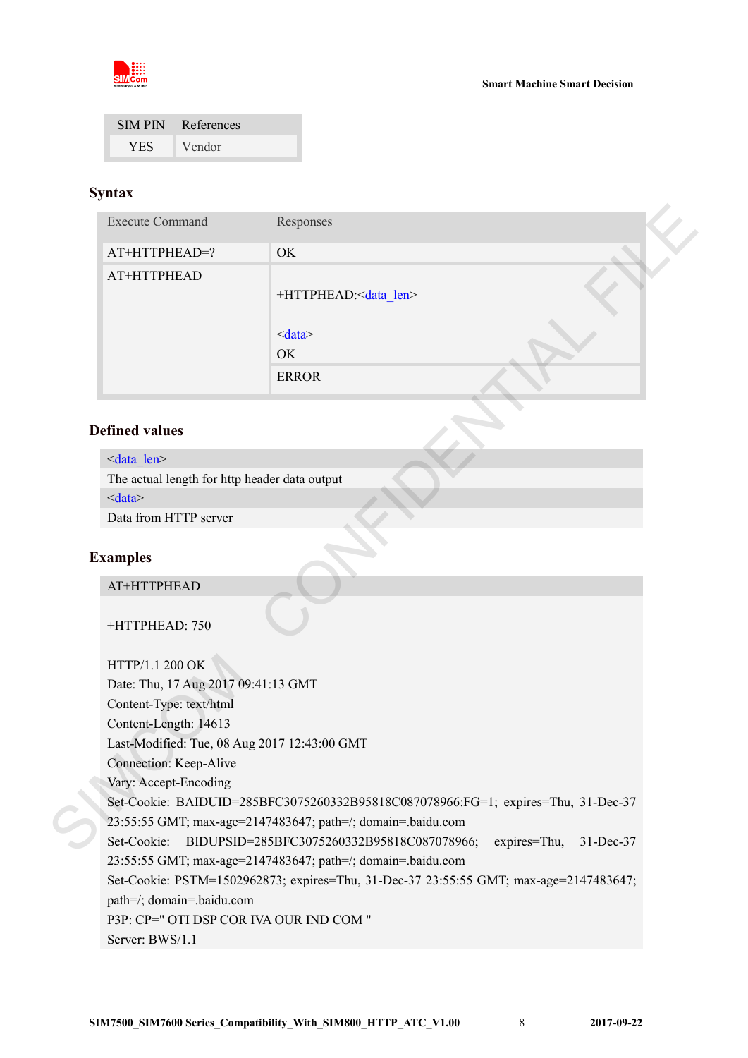| SIM PIN | References |
|---|---|
| YES | Vendor |

### Syntax

| Execute Command | Responses |
|---|---|
| AT+HTTPHEAD=? | OK |
| AT+HTTPHEAD | +HTTPHEAD:<data_len><br><br><data><br>OK |
| | ERROR |

### Defined values

| <data_len> |
|---|
| The actual length for http header data output |
| <data> |
| Data from HTTP server |

### Examples

```
AT+HTTPHEAD

+HTTPHEAD: 750

HTTP/1.1 200 OK
Date: Thu, 17 Aug 2017 09:41:13 GMT
Content-Type: text/html
Content-Length: 14613
Last-Modified: Tue, 08 Aug 2017 12:43:00 GMT
Connection: Keep-Alive
Vary: Accept-Encoding
Set-Cookie: BAIDUID=285BFC3075260332B95818C087078966:FG=1; expires=Thu, 31-Dec-37 23:55:55 GMT; max-age=2147483647; path=/; domain=.baidu.com
Set-Cookie: BIDUPSID=285BFC3075260332B95818C087078966; expires=Thu, 31-Dec-37 23:55:55 GMT; max-age=2147483647; path=/; domain=.baidu.com
Set-Cookie: PSTM=1502962873; expires=Thu, 31-Dec-37 23:55:55 GMT; max-age=2147483647; path=/; domain=.baidu.com
P3P: CP=" OTI DSP COR IVA OUR IND COM "
Server: BWS/1.1
```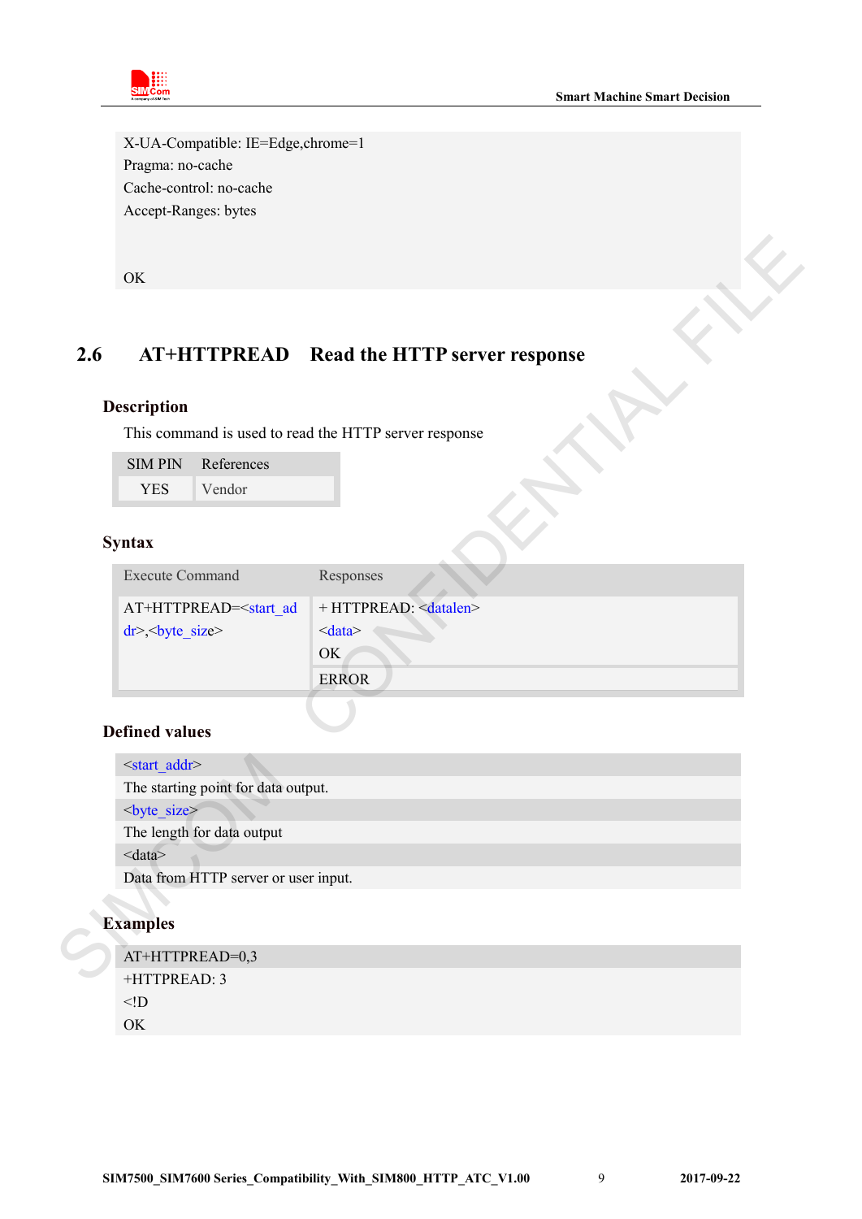X-UA-Compatible: IE=Edge,chrome=1
Pragma: no-cache
Cache-control: no-cache
Accept-Ranges: bytes

OK

## 2.6 AT+HTTPREAD Read the HTTP server response

### Description

This command is used to read the HTTP server response

| SIM PIN | References |
|---|---|
| YES | Vendor |

### Syntax

| Execute Command | Responses |
|---|---|
| AT+HTTPREAD=<start_addr>,<byte_size> | + HTTPREAD: <datalen><br><data><br>OK |
| | ERROR |

### Defined values

| <start_addr> |
|---|
| The starting point for data output. |
| <byte_size> |
| The length for data output |
| <data> |
| Data from HTTP server or user input. |

### Examples

```
AT+HTTPREAD=0,3
+HTTPREAD: 3
<!D
OK
```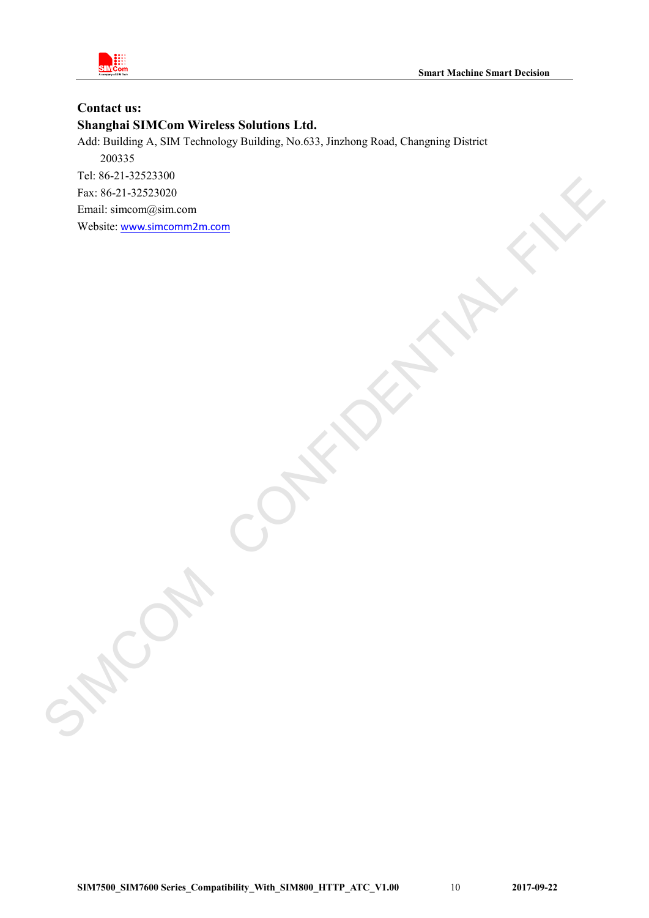**Contact us:**

**Shanghai SIMCom Wireless Solutions Ltd.**

Add: Building A, SIM Technology Building, No.633, Jinzhong Road, Changning District 200335

Tel: 86-21-32523300

Fax: 86-21-32523020

Email: simcom@sim.com

Website: www.simcomm2m.com